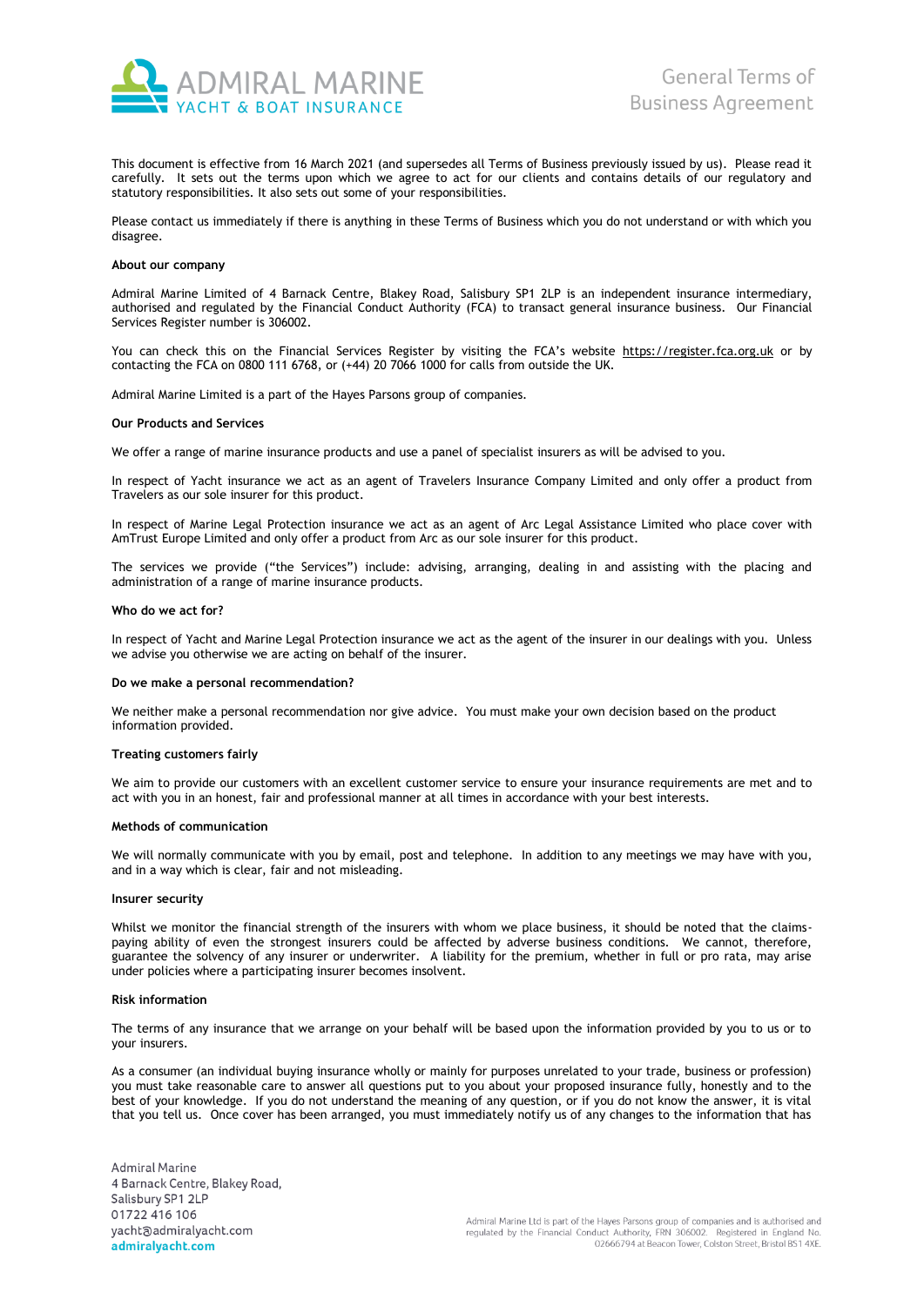# General Terms of Business Agreement

This document is effective from 16 March 2021 (and supersedes all Terms of Business previously issued by us). Please read it carefully. It sets out the terms upon which we agree to act for our clients and contains details of our regulatory and statutory responsibilities. It also sets out some of your responsibilities.

Please contact us immediately if there is anything in these Terms of Business which you do not understand or with which you disagree.

**About our company**

Admiral Marine Limited of 4 Barnack Centre, Blakey Road, Salisbury SP1 2LP is an independent insurance intermediary, authorised and regulated by the Financial Conduct Authority (FCA) to transact general insurance business. Our Financial Services Register number is 306002.

You can check this on the Financial Services Register by visiting the FCA's website https://register.fca.org.uk or by contacting the FCA on 0800 111 6768, or (+44) 20 7066 1000 for calls from outside the UK.

Admiral Marine Limited is a part of the Hayes Parsons group of companies.

**Our Products and Services**

We offer a range of marine insurance products and use a panel of specialist insurers as will be advised to you.

In respect of Yacht insurance we act as an agent of Travelers Insurance Company Limited and only offer a product from Travelers as our sole insurer for this product.

In respect of Marine Legal Protection insurance we act as an agent of Arc Legal Assistance Limited who place cover with AmTrust Europe Limited and only offer a product from Arc as our sole insurer for this product.

The services we provide ("the Services") include: advising, arranging, dealing in and assisting with the placing and administration of a range of marine insurance products.

**Who do we act for?**

In respect of Yacht and Marine Legal Protection insurance we act as the agent of the insurer in our dealings with you. Unless we advise you otherwise we are acting on behalf of the insurer.

**Do we make a personal recommendation?**

We neither make a personal recommendation nor give advice. You must make your own decision based on the product information provided.

**Treating customers fairly**

We aim to provide our customers with an excellent customer service to ensure your insurance requirements are met and to act with you in an honest, fair and professional manner at all times in accordance with your best interests.

**Methods of communication**

We will normally communicate with you by email, post and telephone. In addition to any meetings we may have with you, and in a way which is clear, fair and not misleading.

**Insurer security**

Whilst we monitor the financial strength of the insurers with whom we place business, it should be noted that the claims-paying ability of even the strongest insurers could be affected by adverse business conditions. We cannot, therefore, guarantee the solvency of any insurer or underwriter. A liability for the premium, whether in full or pro rata, may arise under policies where a participating insurer becomes insolvent.

**Risk information**

The terms of any insurance that we arrange on your behalf will be based upon the information provided by you to us or to your insurers.

As a consumer (an individual buying insurance wholly or mainly for purposes unrelated to your trade, business or profession) you must take reasonable care to answer all questions put to you about your proposed insurance fully, honestly and to the best of your knowledge. If you do not understand the meaning of any question, or if you do not know the answer, it is vital that you tell us. Once cover has been arranged, you must immediately notify us of any changes to the information that has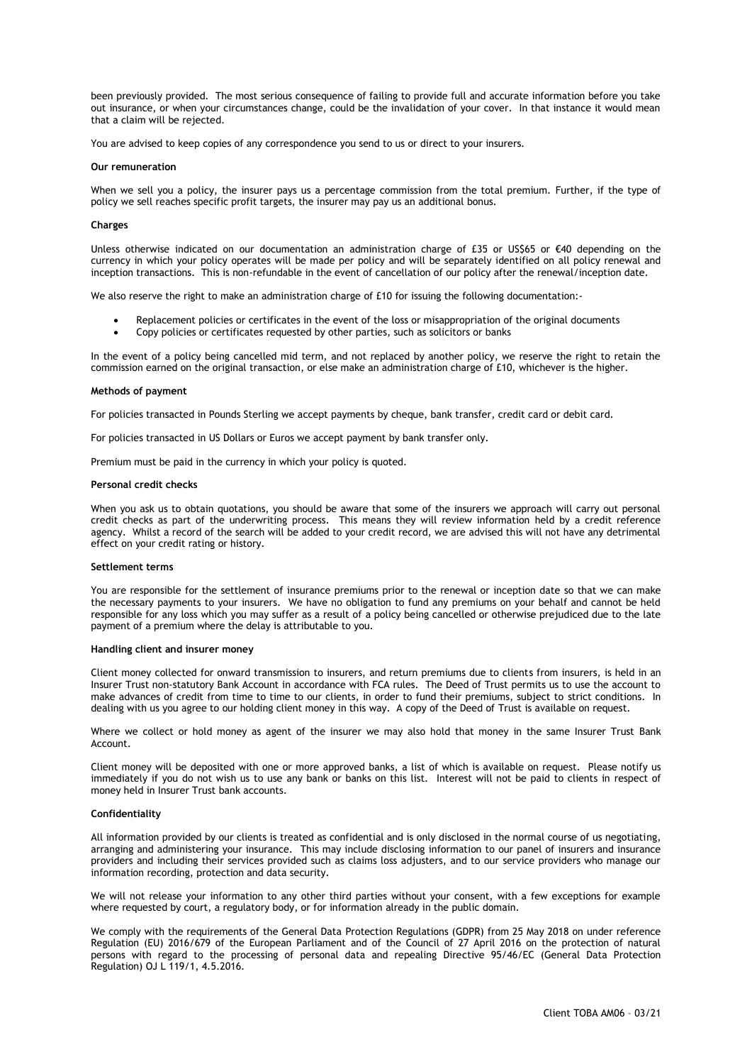been previously provided. The most serious consequence of failing to provide full and accurate information before you take out insurance, or when your circumstances change, could be the invalidation of your cover. In that instance it would mean that a claim will be rejected.

You are advised to keep copies of any correspondence you send to us or direct to your insurers.

**Our remuneration**

When we sell you a policy, the insurer pays us a percentage commission from the total premium. Further, if the type of policy we sell reaches specific profit targets, the insurer may pay us an additional bonus.

**Charges**

Unless otherwise indicated on our documentation an administration charge of £35 or US$65 or €40 depending on the currency in which your policy operates will be made per policy and will be separately identified on all policy renewal and inception transactions. This is non-refundable in the event of cancellation of our policy after the renewal/inception date.

We also reserve the right to make an administration charge of £10 for issuing the following documentation:-

- Replacement policies or certificates in the event of the loss or misappropriation of the original documents
- Copy policies or certificates requested by other parties, such as solicitors or banks

In the event of a policy being cancelled mid term, and not replaced by another policy, we reserve the right to retain the commission earned on the original transaction, or else make an administration charge of £10, whichever is the higher.

**Methods of payment**

For policies transacted in Pounds Sterling we accept payments by cheque, bank transfer, credit card or debit card.

For policies transacted in US Dollars or Euros we accept payment by bank transfer only.

Premium must be paid in the currency in which your policy is quoted.

**Personal credit checks**

When you ask us to obtain quotations, you should be aware that some of the insurers we approach will carry out personal credit checks as part of the underwriting process. This means they will review information held by a credit reference agency. Whilst a record of the search will be added to your credit record, we are advised this will not have any detrimental effect on your credit rating or history.

**Settlement terms**

You are responsible for the settlement of insurance premiums prior to the renewal or inception date so that we can make the necessary payments to your insurers. We have no obligation to fund any premiums on your behalf and cannot be held responsible for any loss which you may suffer as a result of a policy being cancelled or otherwise prejudiced due to the late payment of a premium where the delay is attributable to you.

**Handling client and insurer money**

Client money collected for onward transmission to insurers, and return premiums due to clients from insurers, is held in an Insurer Trust non-statutory Bank Account in accordance with FCA rules. The Deed of Trust permits us to use the account to make advances of credit from time to time to our clients, in order to fund their premiums, subject to strict conditions. In dealing with us you agree to our holding client money in this way. A copy of the Deed of Trust is available on request.

Where we collect or hold money as agent of the insurer we may also hold that money in the same Insurer Trust Bank Account.

Client money will be deposited with one or more approved banks, a list of which is available on request. Please notify us immediately if you do not wish us to use any bank or banks on this list. Interest will not be paid to clients in respect of money held in Insurer Trust bank accounts.

**Confidentiality**

All information provided by our clients is treated as confidential and is only disclosed in the normal course of us negotiating, arranging and administering your insurance. This may include disclosing information to our panel of insurers and insurance providers and including their services provided such as claims loss adjusters, and to our service providers who manage our information recording, protection and data security.

We will not release your information to any other third parties without your consent, with a few exceptions for example where requested by court, a regulatory body, or for information already in the public domain.

We comply with the requirements of the General Data Protection Regulations (GDPR) from 25 May 2018 on under reference Regulation (EU) 2016/679 of the European Parliament and of the Council of 27 April 2016 on the protection of natural persons with regard to the processing of personal data and repealing Directive 95/46/EC (General Data Protection Regulation) OJ L 119/1, 4.5.2016.

Client TOBA AM06 – 03/21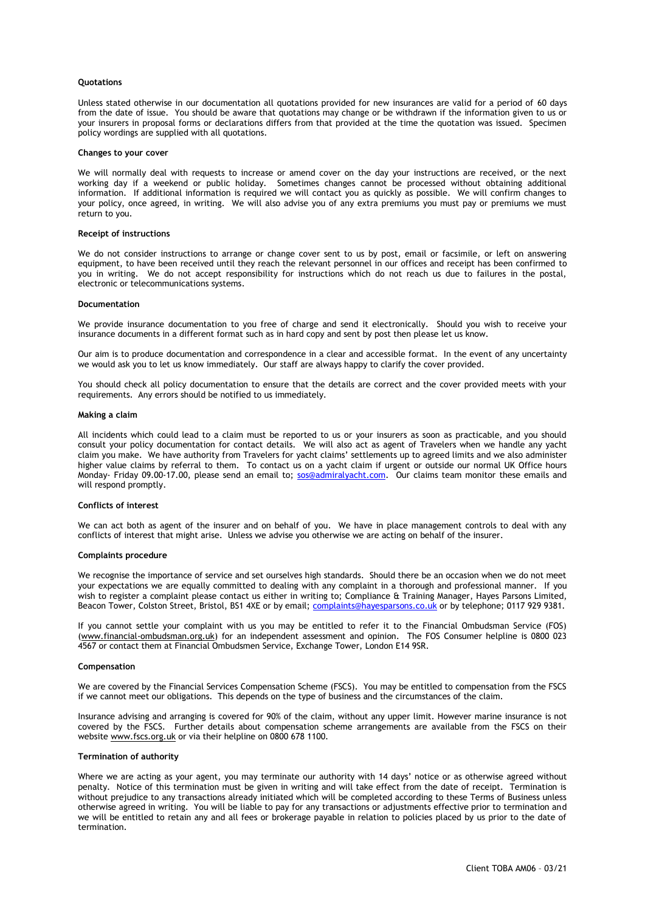**Quotations**

Unless stated otherwise in our documentation all quotations provided for new insurances are valid for a period of 60 days from the date of issue. You should be aware that quotations may change or be withdrawn if the information given to us or your insurers in proposal forms or declarations differs from that provided at the time the quotation was issued. Specimen policy wordings are supplied with all quotations.

**Changes to your cover**

We will normally deal with requests to increase or amend cover on the day your instructions are received, or the next working day if a weekend or public holiday. Sometimes changes cannot be processed without obtaining additional information. If additional information is required we will contact you as quickly as possible. We will confirm changes to your policy, once agreed, in writing. We will also advise you of any extra premiums you must pay or premiums we must return to you.

**Receipt of instructions**

We do not consider instructions to arrange or change cover sent to us by post, email or facsimile, or left on answering equipment, to have been received until they reach the relevant personnel in our offices and receipt has been confirmed to you in writing. We do not accept responsibility for instructions which do not reach us due to failures in the postal, electronic or telecommunications systems.

**Documentation**

We provide insurance documentation to you free of charge and send it electronically. Should you wish to receive your insurance documents in a different format such as in hard copy and sent by post then please let us know.

Our aim is to produce documentation and correspondence in a clear and accessible format. In the event of any uncertainty we would ask you to let us know immediately. Our staff are always happy to clarify the cover provided.

You should check all policy documentation to ensure that the details are correct and the cover provided meets with your requirements. Any errors should be notified to us immediately.

**Making a claim**

All incidents which could lead to a claim must be reported to us or your insurers as soon as practicable, and you should consult your policy documentation for contact details. We will also act as agent of Travelers when we handle any yacht claim you make. We have authority from Travelers for yacht claims' settlements up to agreed limits and we also administer higher value claims by referral to them. To contact us on a yacht claim if urgent or outside our normal UK Office hours Monday- Friday 09.00-17.00, please send an email to; sos@admiralyacht.com. Our claims team monitor these emails and will respond promptly.

**Conflicts of interest**

We can act both as agent of the insurer and on behalf of you. We have in place management controls to deal with any conflicts of interest that might arise. Unless we advise you otherwise we are acting on behalf of the insurer.

**Complaints procedure**

We recognise the importance of service and set ourselves high standards. Should there be an occasion when we do not meet your expectations we are equally committed to dealing with any complaint in a thorough and professional manner. If you wish to register a complaint please contact us either in writing to; Compliance & Training Manager, Hayes Parsons Limited, Beacon Tower, Colston Street, Bristol, BS1 4XE or by email; complaints@hayesparsons.co.uk or by telephone; 0117 929 9381.

If you cannot settle your complaint with us you may be entitled to refer it to the Financial Ombudsman Service (FOS) (www.financial-ombudsman.org.uk) for an independent assessment and opinion. The FOS Consumer helpline is 0800 023 4567 or contact them at Financial Ombudsmen Service, Exchange Tower, London E14 9SR.

**Compensation**

We are covered by the Financial Services Compensation Scheme (FSCS). You may be entitled to compensation from the FSCS if we cannot meet our obligations. This depends on the type of business and the circumstances of the claim.

Insurance advising and arranging is covered for 90% of the claim, without any upper limit. However marine insurance is not covered by the FSCS. Further details about compensation scheme arrangements are available from the FSCS on their website www.fscs.org.uk or via their helpline on 0800 678 1100.

**Termination of authority**

Where we are acting as your agent, you may terminate our authority with 14 days' notice or as otherwise agreed without penalty. Notice of this termination must be given in writing and will take effect from the date of receipt. Termination is without prejudice to any transactions already initiated which will be completed according to these Terms of Business unless otherwise agreed in writing. You will be liable to pay for any transactions or adjustments effective prior to termination and we will be entitled to retain any and all fees or brokerage payable in relation to policies placed by us prior to the date of termination.

Client TOBA AM06 – 03/21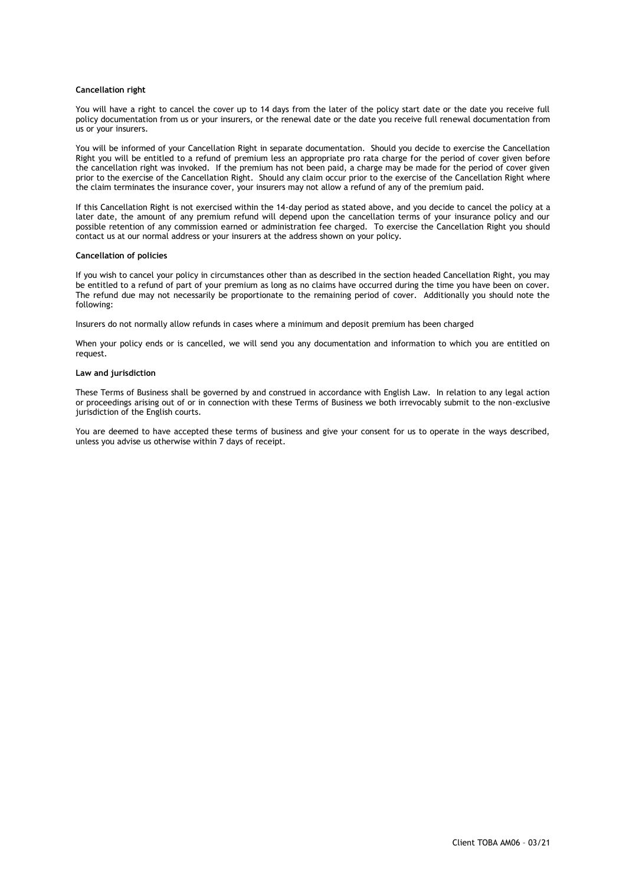**Cancellation right**

You will have a right to cancel the cover up to 14 days from the later of the policy start date or the date you receive full policy documentation from us or your insurers, or the renewal date or the date you receive full renewal documentation from us or your insurers.

You will be informed of your Cancellation Right in separate documentation. Should you decide to exercise the Cancellation Right you will be entitled to a refund of premium less an appropriate pro rata charge for the period of cover given before the cancellation right was invoked. If the premium has not been paid, a charge may be made for the period of cover given prior to the exercise of the Cancellation Right. Should any claim occur prior to the exercise of the Cancellation Right where the claim terminates the insurance cover, your insurers may not allow a refund of any of the premium paid.

If this Cancellation Right is not exercised within the 14-day period as stated above, and you decide to cancel the policy at a later date, the amount of any premium refund will depend upon the cancellation terms of your insurance policy and our possible retention of any commission earned or administration fee charged. To exercise the Cancellation Right you should contact us at our normal address or your insurers at the address shown on your policy.

**Cancellation of policies**

If you wish to cancel your policy in circumstances other than as described in the section headed Cancellation Right, you may be entitled to a refund of part of your premium as long as no claims have occurred during the time you have been on cover. The refund due may not necessarily be proportionate to the remaining period of cover. Additionally you should note the following:

Insurers do not normally allow refunds in cases where a minimum and deposit premium has been charged

When your policy ends or is cancelled, we will send you any documentation and information to which you are entitled on request.

**Law and jurisdiction**

These Terms of Business shall be governed by and construed in accordance with English Law. In relation to any legal action or proceedings arising out of or in connection with these Terms of Business we both irrevocably submit to the non-exclusive jurisdiction of the English courts.

You are deemed to have accepted these terms of business and give your consent for us to operate in the ways described, unless you advise us otherwise within 7 days of receipt.